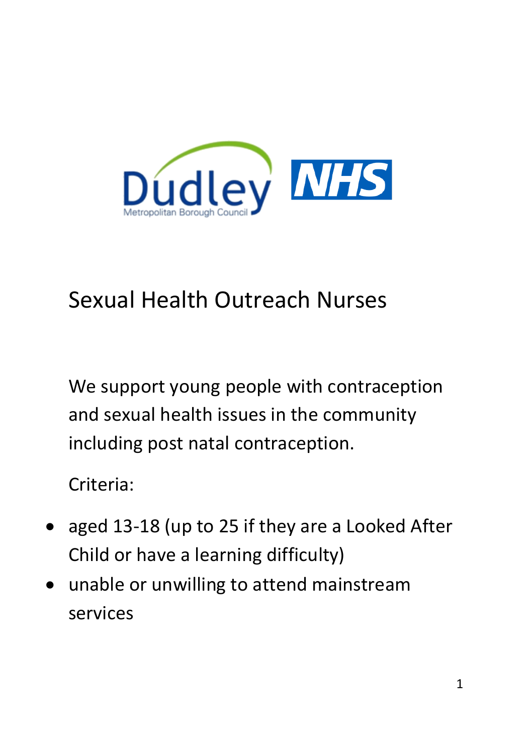# Sexual Health Outreach Nurses

We support young people with contraception and sexual health issues in the community including post natal contraception.

Criteria:

- aged 13-18 (up to 25 if they are a Looked After Child or have a learning difficulty)
- unable or unwilling to attend mainstream services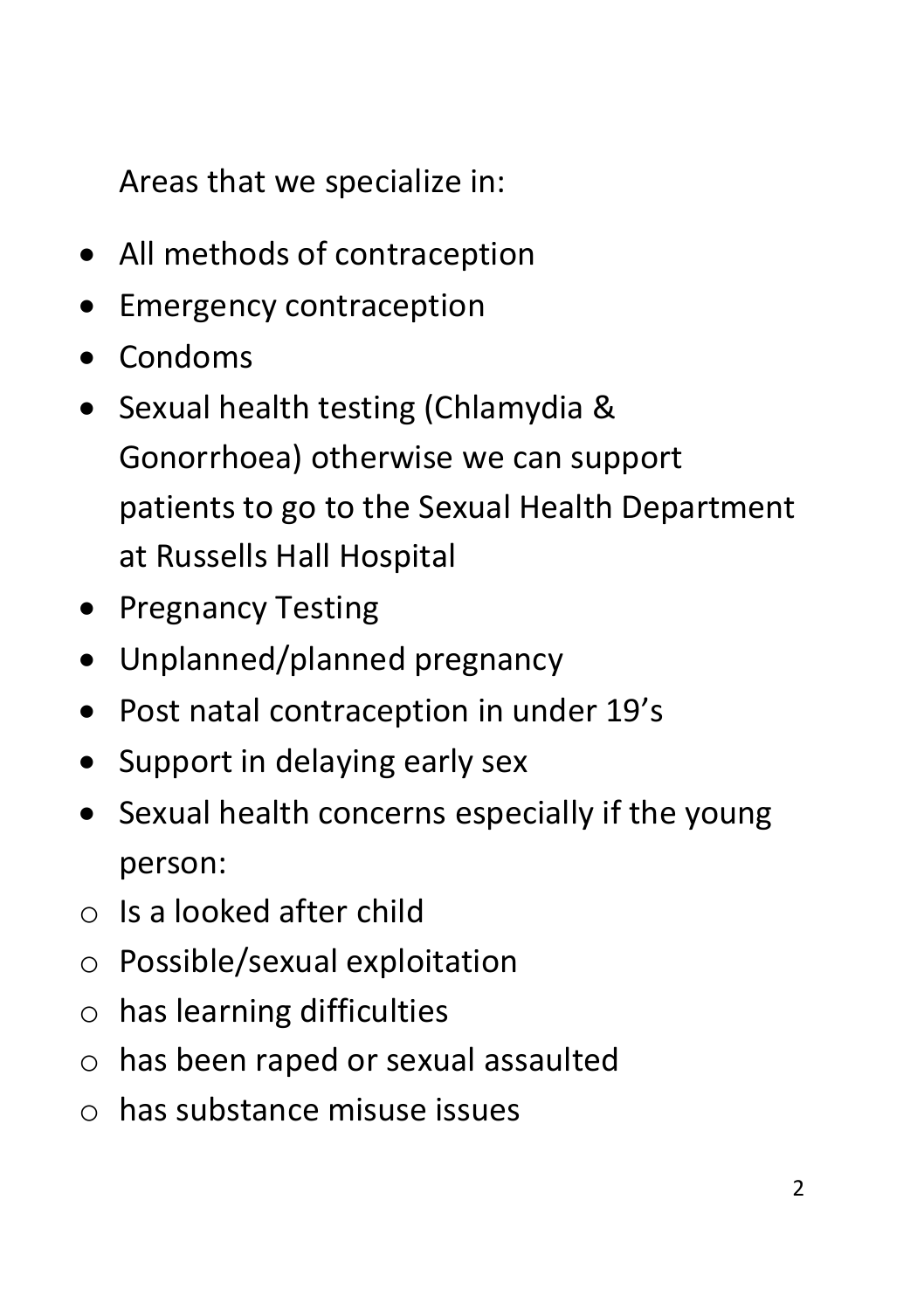Areas that we specialize in:

- All methods of contraception
- Emergency contraception
- Condoms
- Sexual health testing (Chlamydia & Gonorrhoea) otherwise we can support patients to go to the Sexual Health Department at Russells Hall Hospital
- Pregnancy Testing
- Unplanned/planned pregnancy
- Post natal contraception in under 19's
- Support in delaying early sex
- Sexual health concerns especially if the young person:
  - Is a looked after child
  - Possible/sexual exploitation
  - has learning difficulties
  - has been raped or sexual assaulted
  - has substance misuse issues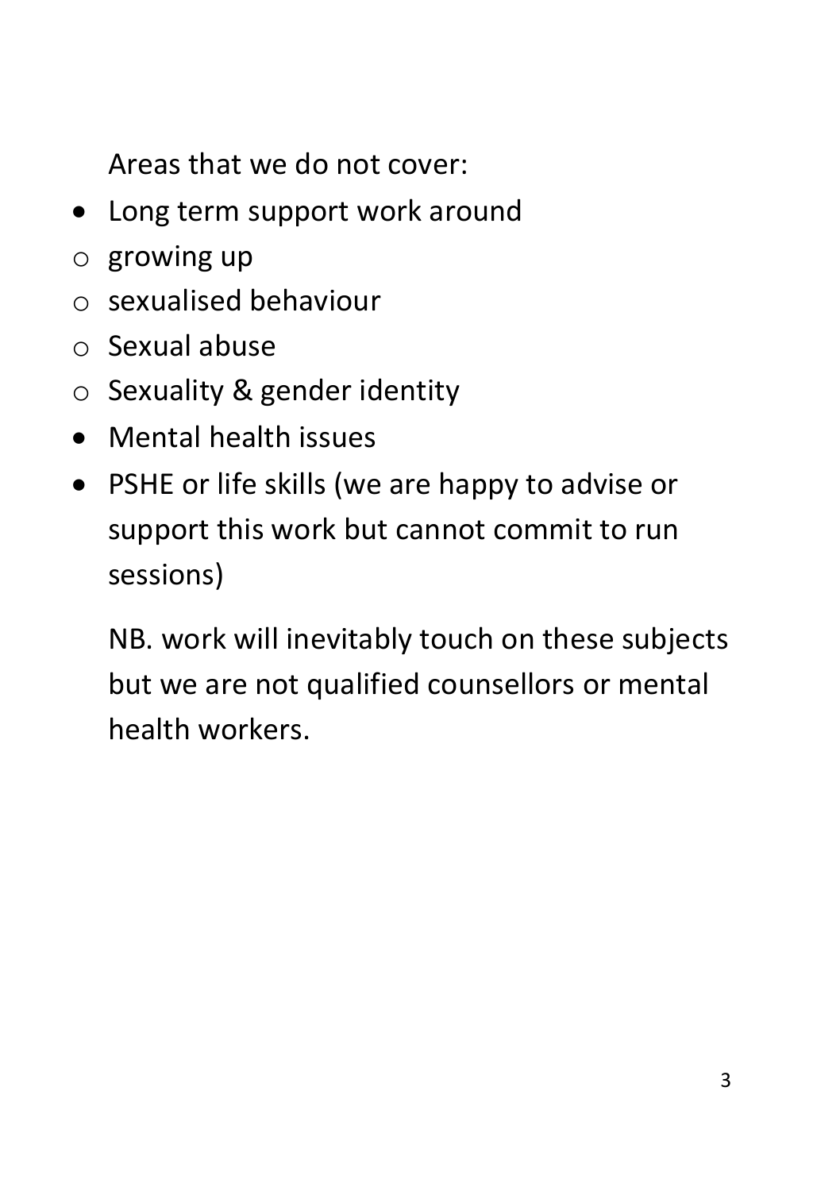Areas that we do not cover:

- Long term support work around
    - growing up
    - sexualised behaviour
    - Sexual abuse
    - Sexuality & gender identity
- Mental health issues
- PSHE or life skills (we are happy to advise or support this work but cannot commit to run sessions)

NB. work will inevitably touch on these subjects but we are not qualified counsellors or mental health workers.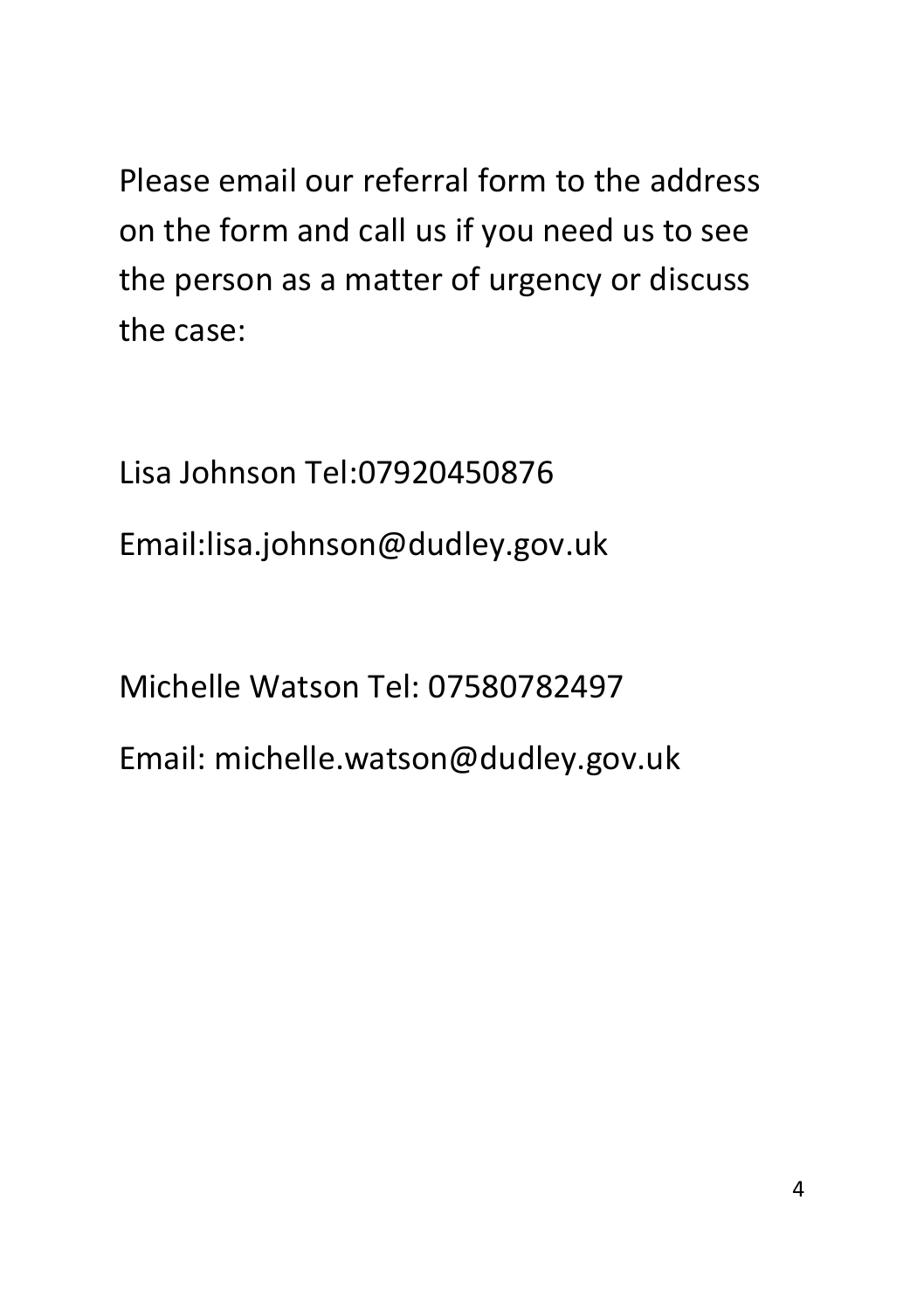Please email our referral form to the address on the form and call us if you need us to see the person as a matter of urgency or discuss the case:

Lisa Johnson Tel:07920450876

Email:lisa.johnson@dudley.gov.uk

Michelle Watson Tel: 07580782497

Email: michelle.watson@dudley.gov.uk